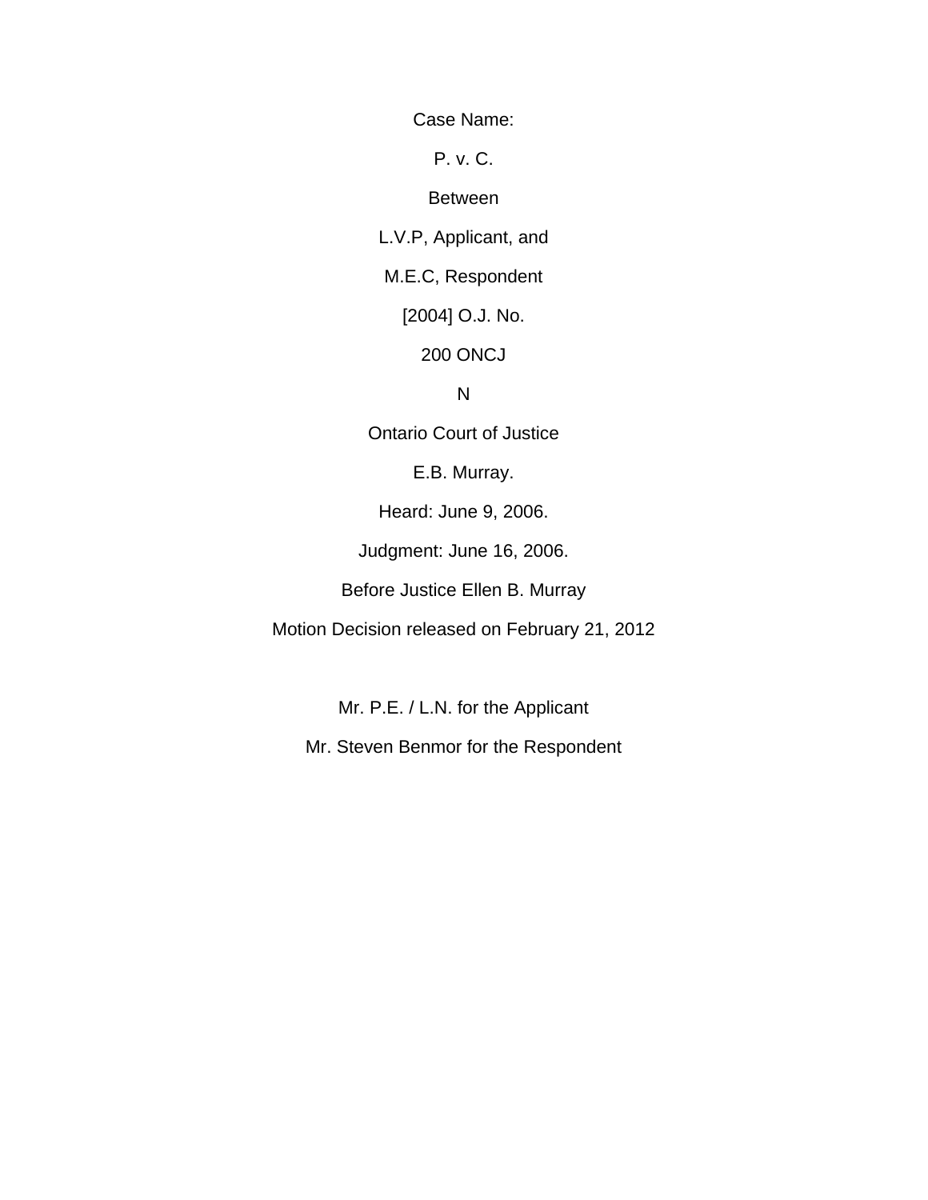Case Name:

P. v. C.

Between

L.V.P, Applicant, and

M.E.C, Respondent

[2004] O.J. No.

200 ONCJ

N

Ontario Court of Justice

E.B. Murray.

Heard: June 9, 2006.

Judgment: June 16, 2006.

Before Justice Ellen B. Murray

Motion Decision released on February 21, 2012

Mr. P.E. / L.N. for the Applicant

Mr. Steven Benmor for the Respondent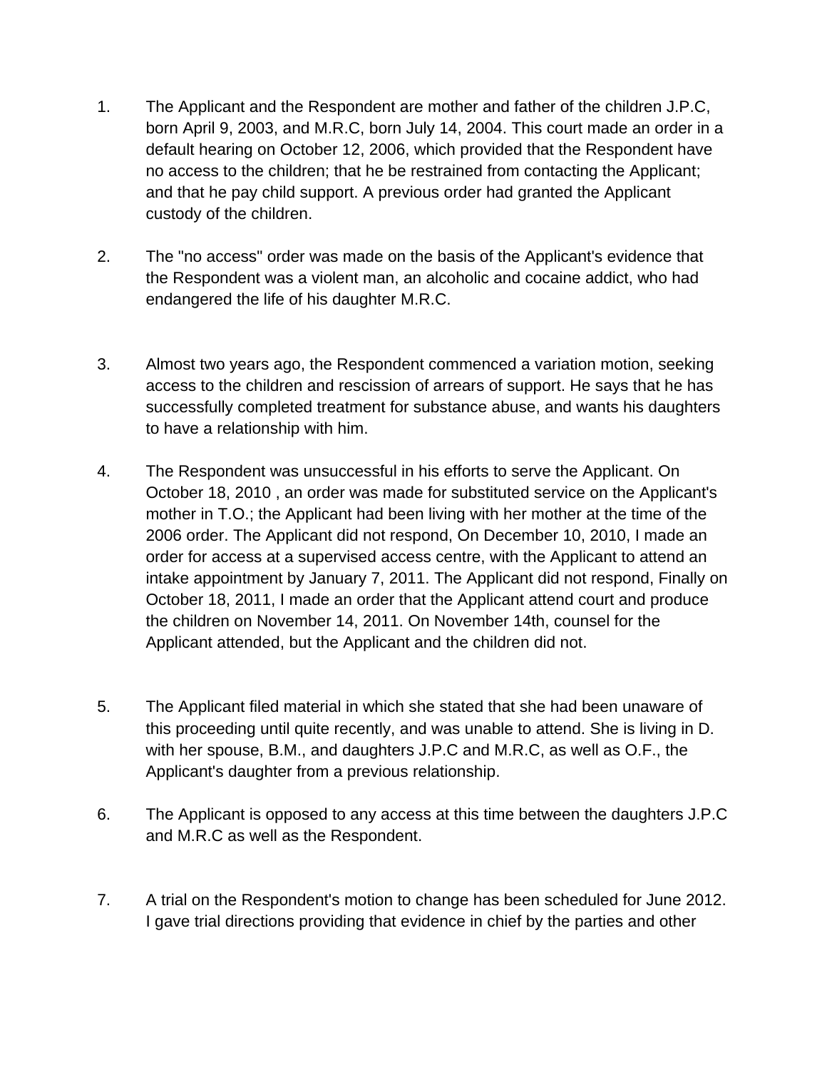1. The Applicant and the Respondent are mother and father of the children J.P.C, born April 9, 2003, and M.R.C, born July 14, 2004. This court made an order in a default hearing on October 12, 2006, which provided that the Respondent have no access to the children; that he be restrained from contacting the Applicant; and that he pay child support. A previous order had granted the Applicant custody of the children.

2. The "no access" order was made on the basis of the Applicant's evidence that the Respondent was a violent man, an alcoholic and cocaine addict, who had endangered the life of his daughter M.R.C.

3. Almost two years ago, the Respondent commenced a variation motion, seeking access to the children and rescission of arrears of support. He says that he has successfully completed treatment for substance abuse, and wants his daughters to have a relationship with him.

4. The Respondent was unsuccessful in his efforts to serve the Applicant. On October 18, 2010 , an order was made for substituted service on the Applicant's mother in T.O.; the Applicant had been living with her mother at the time of the 2006 order. The Applicant did not respond, On December 10, 2010, I made an order for access at a supervised access centre, with the Applicant to attend an intake appointment by January 7, 2011. The Applicant did not respond, Finally on October 18, 2011, I made an order that the Applicant attend court and produce the children on November 14, 2011. On November 14th, counsel for the Applicant attended, but the Applicant and the children did not.

5. The Applicant filed material in which she stated that she had been unaware of this proceeding until quite recently, and was unable to attend. She is living in D. with her spouse, B.M., and daughters J.P.C and M.R.C, as well as O.F., the Applicant's daughter from a previous relationship.

6. The Applicant is opposed to any access at this time between the daughters J.P.C and M.R.C as well as the Respondent.

7. A trial on the Respondent's motion to change has been scheduled for June 2012. I gave trial directions providing that evidence in chief by the parties and other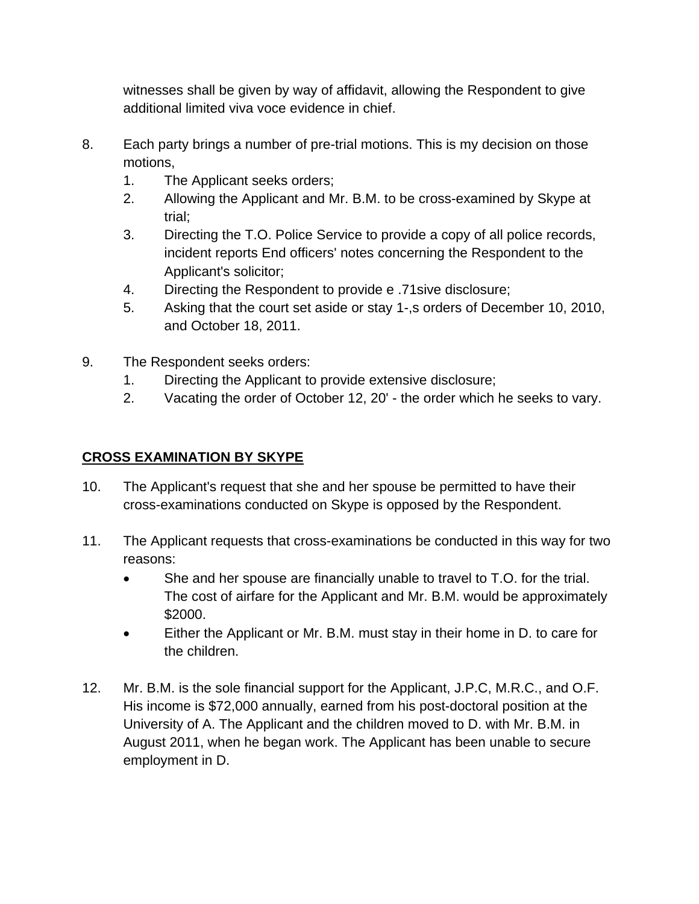witnesses shall be given by way of affidavit, allowing the Respondent to give additional limited viva voce evidence in chief.

8. Each party brings a number of pre-trial motions. This is my decision on those motions,
   1. The Applicant seeks orders;
   2. Allowing the Applicant and Mr. B.M. to be cross-examined by Skype at trial;
   3. Directing the T.O. Police Service to provide a copy of all police records, incident reports End officers' notes concerning the Respondent to the Applicant's solicitor;
   4. Directing the Respondent to provide e .71sive disclosure;
   5. Asking that the court set aside or stay 1-,s orders of December 10, 2010, and October 18, 2011.

9. The Respondent seeks orders:
   1. Directing the Applicant to provide extensive disclosure;
   2. Vacating the order of October 12, 20' - the order which he seeks to vary.

**CROSS EXAMINATION BY SKYPE**

10. The Applicant's request that she and her spouse be permitted to have their cross-examinations conducted on Skype is opposed by the Respondent.

11. The Applicant requests that cross-examinations be conducted in this way for two reasons:
    - She and her spouse are financially unable to travel to T.O. for the trial. The cost of airfare for the Applicant and Mr. B.M. would be approximately $2000.
    - Either the Applicant or Mr. B.M. must stay in their home in D. to care for the children.

12. Mr. B.M. is the sole financial support for the Applicant, J.P.C, M.R.C., and O.F. His income is $72,000 annually, earned from his post-doctoral position at the University of A. The Applicant and the children moved to D. with Mr. B.M. in August 2011, when he began work. The Applicant has been unable to secure employment in D.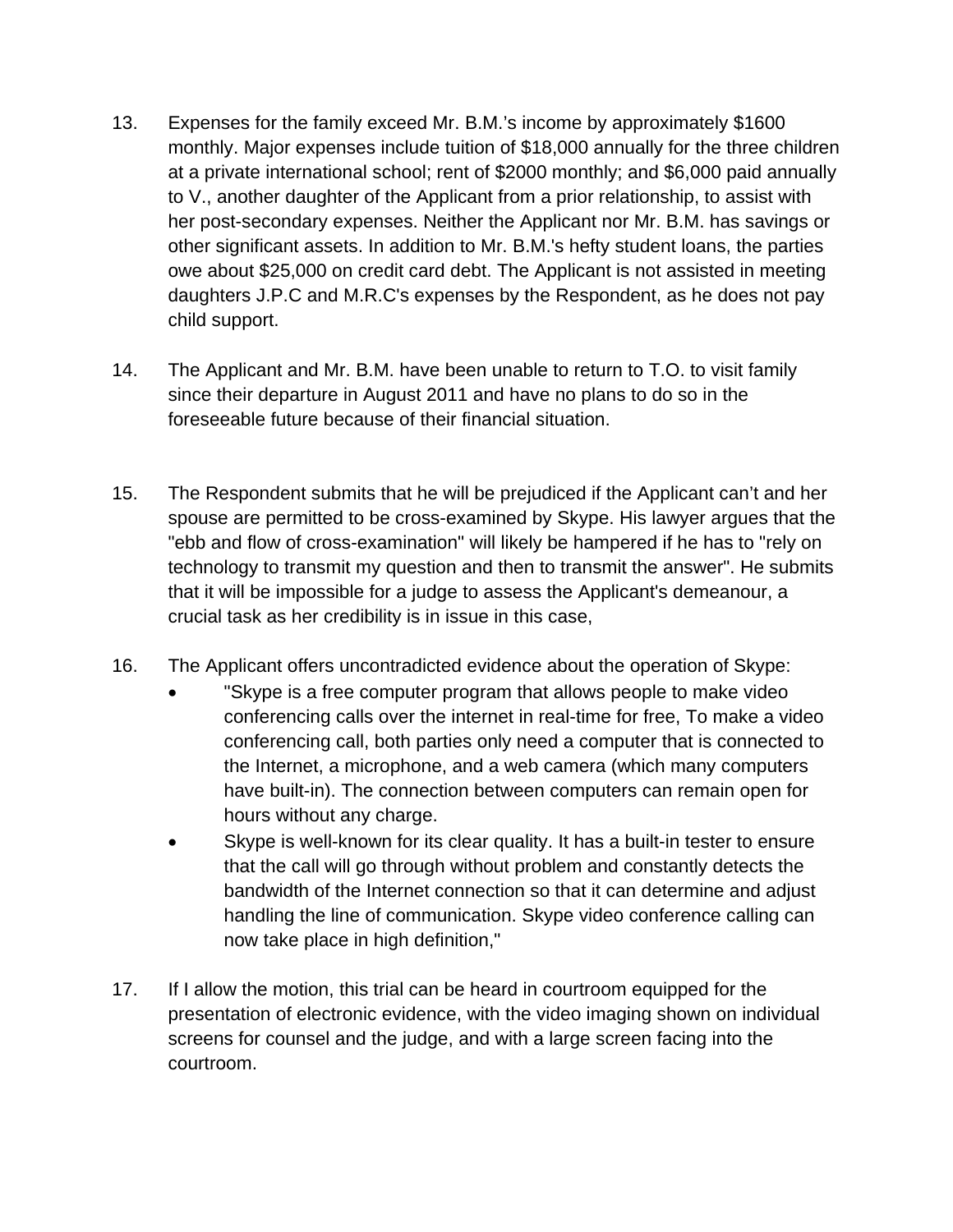13. Expenses for the family exceed Mr. B.M.'s income by approximately $1600 monthly. Major expenses include tuition of $18,000 annually for the three children at a private international school; rent of $2000 monthly; and $6,000 paid annually to V., another daughter of the Applicant from a prior relationship, to assist with her post-secondary expenses. Neither the Applicant nor Mr. B.M. has savings or other significant assets. In addition to Mr. B.M.'s hefty student loans, the parties owe about $25,000 on credit card debt. The Applicant is not assisted in meeting daughters J.P.C and M.R.C's expenses by the Respondent, as he does not pay child support.

14. The Applicant and Mr. B.M. have been unable to return to T.O. to visit family since their departure in August 2011 and have no plans to do so in the foreseeable future because of their financial situation.

15. The Respondent submits that he will be prejudiced if the Applicant can't and her spouse are permitted to be cross-examined by Skype. His lawyer argues that the "ebb and flow of cross-examination" will likely be hampered if he has to "rely on technology to transmit my question and then to transmit the answer". He submits that it will be impossible for a judge to assess the Applicant's demeanour, a crucial task as her credibility is in issue in this case,

16. The Applicant offers uncontradicted evidence about the operation of Skype:
    - "Skype is a free computer program that allows people to make video conferencing calls over the internet in real-time for free, To make a video conferencing call, both parties only need a computer that is connected to the Internet, a microphone, and a web camera (which many computers have built-in). The connection between computers can remain open for hours without any charge.
    - Skype is well-known for its clear quality. It has a built-in tester to ensure that the call will go through without problem and constantly detects the bandwidth of the Internet connection so that it can determine and adjust handling the line of communication. Skype video conference calling can now take place in high definition,"

17. If I allow the motion, this trial can be heard in courtroom equipped for the presentation of electronic evidence, with the video imaging shown on individual screens for counsel and the judge, and with a large screen facing into the courtroom.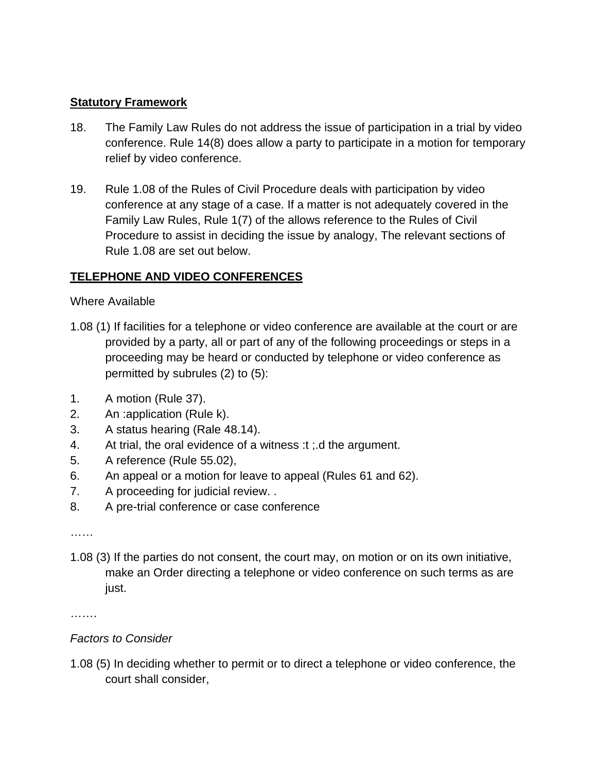**Statistory Framework**

18. The Family Law Rules do not address the issue of participation in a trial by video conference. Rule 14(8) does allow a party to participate in a motion for temporary relief by video conference.

19. Rule 1.08 of the Rules of Civil Procedure deals with participation by video conference at any stage of a case. If a matter is not adequately covered in the Family Law Rules, Rule 1(7) of the allows reference to the Rules of Civil Procedure to assist in deciding the issue by analogy, The relevant sections of Rule 1.08 are set out below.

**TELEPHONE AND VIDEO CONFERENCES**

Where Available

1.08 (1) If facilities for a telephone or video conference are available at the court or are provided by a party, all or part of any of the following proceedings or steps in a proceeding may be heard or conducted by telephone or video conference as permitted by subrules (2) to (5):

1. A motion (Rule 37).
2. An :application (Rule k).
3. A status hearing (Rale 48.14).
4. At trial, the oral evidence of a witness :t ;.d the argument.
5. A reference (Rule 55.02),
6. An appeal or a motion for leave to appeal (Rules 61 and 62).
7. A proceeding for judicial review. .
8. A pre-trial conference or case conference

……

1.08 (3) If the parties do not consent, the court may, on motion or on its own initiative, make an Order directing a telephone or video conference on such terms as are just.

…….

*Factors to Consider*

1.08 (5) In deciding whether to permit or to direct a telephone or video conference, the court shall consider,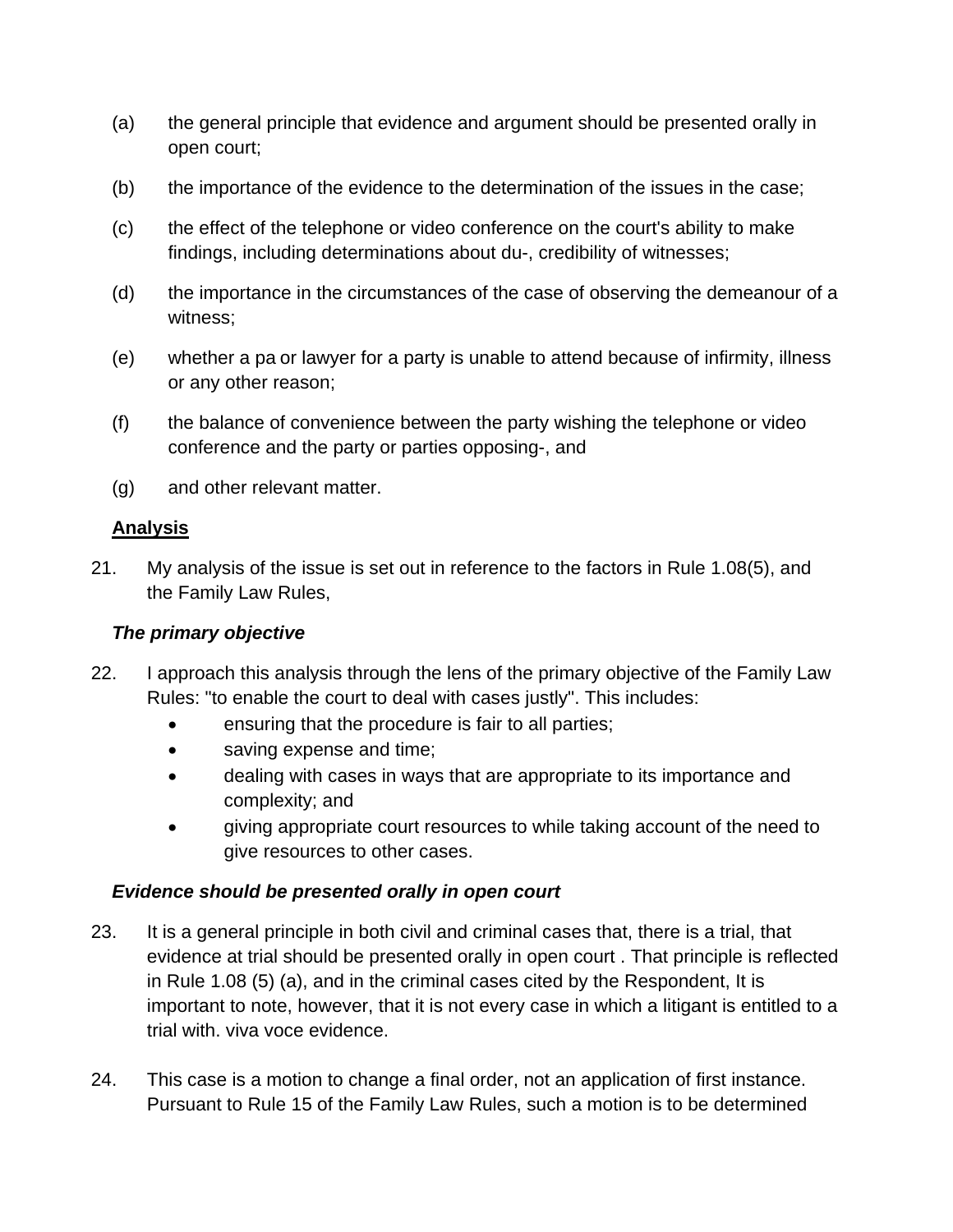(a) the general principle that evidence and argument should be presented orally in open court;

(b) the importance of the evidence to the determination of the issues in the case;

(c) the effect of the telephone or video conference on the court's ability to make findings, including determinations about du-, credibility of witnesses;

(d) the importance in the circumstances of the case of observing the demeanour of a witness;

(e) whether a pa or lawyer for a party is unable to attend because of infirmity, illness or any other reason;

(f) the balance of convenience between the party wishing the telephone or video conference and the party or parties opposing-, and

(g) and other relevant matter.

**Analysis**

21. My analysis of the issue is set out in reference to the factors in Rule 1.08(5), and the Family Law Rules,

***The primary objective***

22. I approach this analysis through the lens of the primary objective of the Family Law Rules: "to enable the court to deal with cases justly". This includes:
    - ensuring that the procedure is fair to all parties;
    - saving expense and time;
    - dealing with cases in ways that are appropriate to its importance and complexity; and
    - giving appropriate court resources to while taking account of the need to give resources to other cases.

***Evidence should be presented orally in open court***

23. It is a general principle in both civil and criminal cases that, there is a trial, that evidence at trial should be presented orally in open court . That principle is reflected in Rule 1.08 (5) (a), and in the criminal cases cited by the Respondent, It is important to note, however, that it is not every case in which a litigant is entitled to a trial with. viva voce evidence.

24. This case is a motion to change a final order, not an application of first instance. Pursuant to Rule 15 of the Family Law Rules, such a motion is to be determined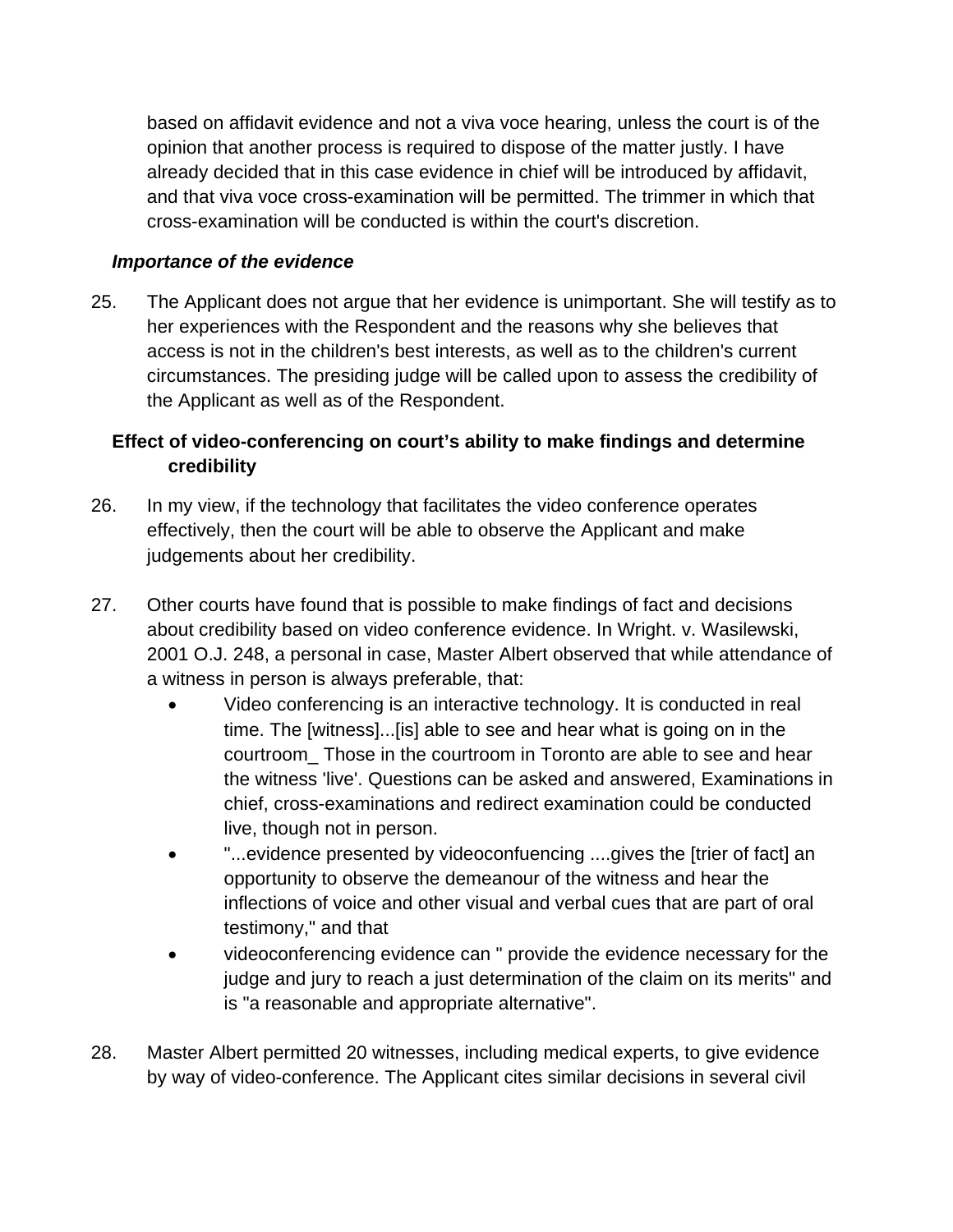based on affidavit evidence and not a viva voce hearing, unless the court is of the opinion that another process is required to dispose of the matter justly. I have already decided that in this case evidence in chief will be introduced by affidavit, and that viva voce cross-examination will be permitted. The trimmer in which that cross-examination will be conducted is within the court's discretion.

***Importance of the evidence***

25. The Applicant does not argue that her evidence is unimportant. She will testify as to her experiences with the Respondent and the reasons why she believes that access is not in the children's best interests, as well as to the children's current circumstances. The presiding judge will be called upon to assess the credibility of the Applicant as well as of the Respondent.

**Effect of video-conferencing on court's ability to make findings and determine credibility**

26. In my view, if the technology that facilitates the video conference operates effectively, then the court will be able to observe the Applicant and make judgements about her credibility.

27. Other courts have found that is possible to make findings of fact and decisions about credibility based on video conference evidence. In Wright. v. Wasilewski, 2001 O.J. 248, a personal in case, Master Albert observed that while attendance of a witness in person is always preferable, that:

    - Video conferencing is an interactive technology. It is conducted in real time. The [witness]...[is] able to see and hear what is going on in the courtroom_ Those in the courtroom in Toronto are able to see and hear the witness 'live'. Questions can be asked and answered, Examinations in chief, cross-examinations and redirect examination could be conducted live, though not in person.
    - "...evidence presented by videoconfuencing ....gives the [trier of fact] an opportunity to observe the demeanour of the witness and hear the inflections of voice and other visual and verbal cues that are part of oral testimony," and that
    - videoconferencing evidence can " provide the evidence necessary for the judge and jury to reach a just determination of the claim on its merits" and is "a reasonable and appropriate alternative".

28. Master Albert permitted 20 witnesses, including medical experts, to give evidence by way of video-conference. The Applicant cites similar decisions in several civil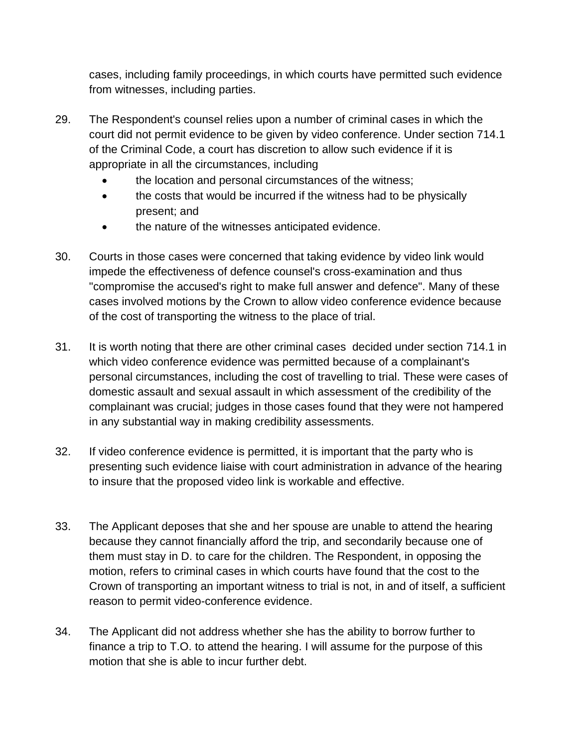cases, including family proceedings, in which courts have permitted such evidence from witnesses, including parties.

29. The Respondent's counsel relies upon a number of criminal cases in which the court did not permit evidence to be given by video conference. Under section 714.1 of the Criminal Code, a court has discretion to allow such evidence if it is appropriate in all the circumstances, including
    - the location and personal circumstances of the witness;
    - the costs that would be incurred if the witness had to be physically present; and
    - the nature of the witnesses anticipated evidence.

30. Courts in those cases were concerned that taking evidence by video link would impede the effectiveness of defence counsel's cross-examination and thus "compromise the accused's right to make full answer and defence". Many of these cases involved motions by the Crown to allow video conference evidence because of the cost of transporting the witness to the place of trial.

31. It is worth noting that there are other criminal cases decided under section 714.1 in which video conference evidence was permitted because of a complainant's personal circumstances, including the cost of travelling to trial. These were cases of domestic assault and sexual assault in which assessment of the credibility of the complainant was crucial; judges in those cases found that they were not hampered in any substantial way in making credibility assessments.

32. If video conference evidence is permitted, it is important that the party who is presenting such evidence liaise with court administration in advance of the hearing to insure that the proposed video link is workable and effective.

33. The Applicant deposes that she and her spouse are unable to attend the hearing because they cannot financially afford the trip, and secondarily because one of them must stay in D. to care for the children. The Respondent, in opposing the motion, refers to criminal cases in which courts have found that the cost to the Crown of transporting an important witness to trial is not, in and of itself, a sufficient reason to permit video-conference evidence.

34. The Applicant did not address whether she has the ability to borrow further to finance a trip to T.O. to attend the hearing. I will assume for the purpose of this motion that she is able to incur further debt.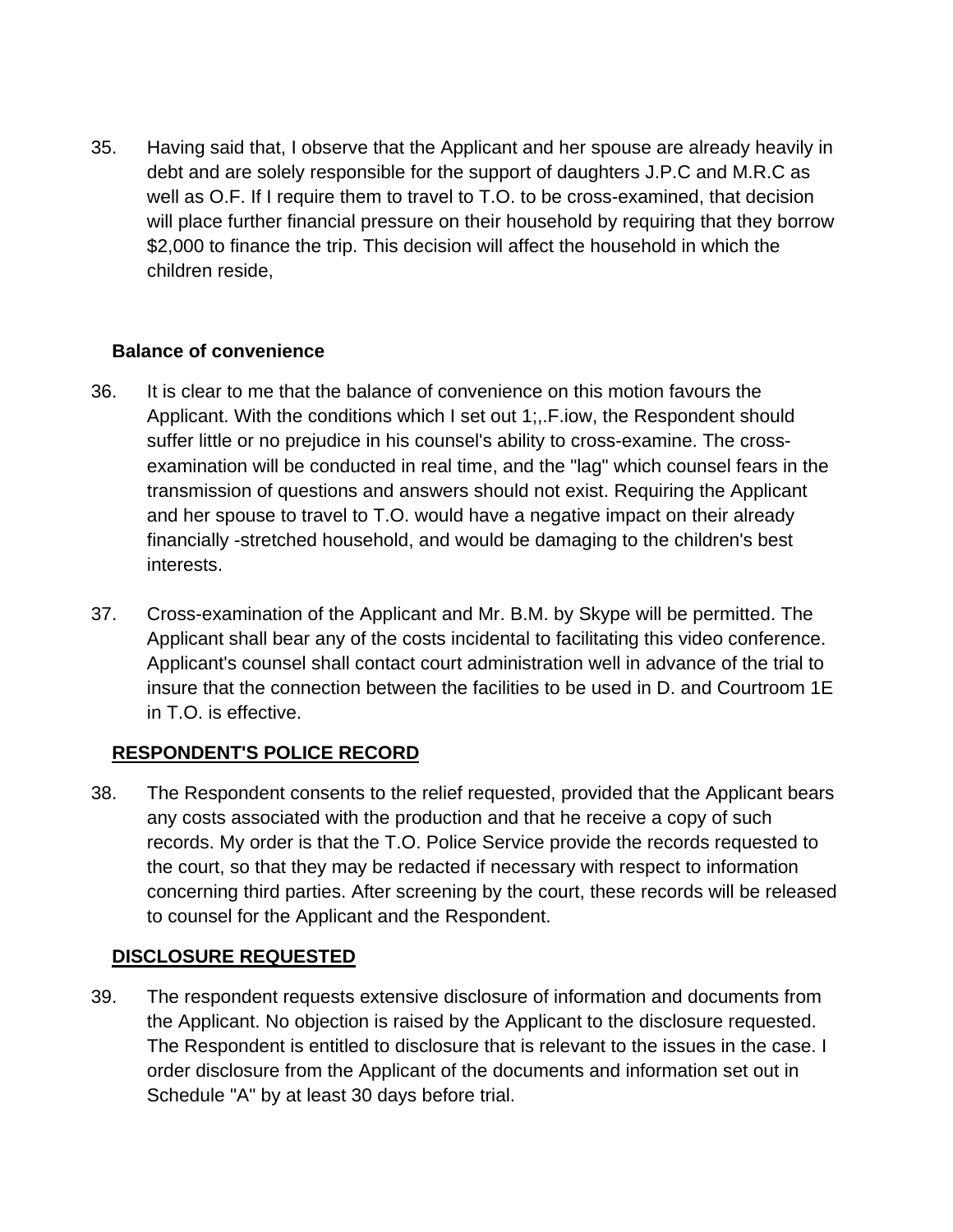35. Having said that, I observe that the Applicant and her spouse are already heavily in debt and are solely responsible for the support of daughters J.P.C and M.R.C as well as O.F. If I require them to travel to T.O. to be cross-examined, that decision will place further financial pressure on their household by requiring that they borrow $2,000 to finance the trip. This decision will affect the household in which the children reside,

**Balance of convenience**

36. It is clear to me that the balance of convenience on this motion favours the Applicant. With the conditions which I set out 1;,.F.iow, the Respondent should suffer little or no prejudice in his counsel's ability to cross-examine. The cross-examination will be conducted in real time, and the "lag" which counsel fears in the transmission of questions and answers should not exist. Requiring the Applicant and her spouse to travel to T.O. would have a negative impact on their already financially -stretched household, and would be damaging to the children's best interests.

37. Cross-examination of the Applicant and Mr. B.M. by Skype will be permitted. The Applicant shall bear any of the costs incidental to facilitating this video conference. Applicant's counsel shall contact court administration well in advance of the trial to insure that the connection between the facilities to be used in D. and Courtroom 1E in T.O. is effective.

**RESPONDENT'S POLICE RECORD**

38. The Respondent consents to the relief requested, provided that the Applicant bears any costs associated with the production and that he receive a copy of such records. My order is that the T.O. Police Service provide the records requested to the court, so that they may be redacted if necessary with respect to information concerning third parties. After screening by the court, these records will be released to counsel for the Applicant and the Respondent.

**DISCLOSURE REQUESTED**

39. The respondent requests extensive disclosure of information and documents from the Applicant. No objection is raised by the Applicant to the disclosure requested. The Respondent is entitled to disclosure that is relevant to the issues in the case. I order disclosure from the Applicant of the documents and information set out in Schedule "A" by at least 30 days before trial.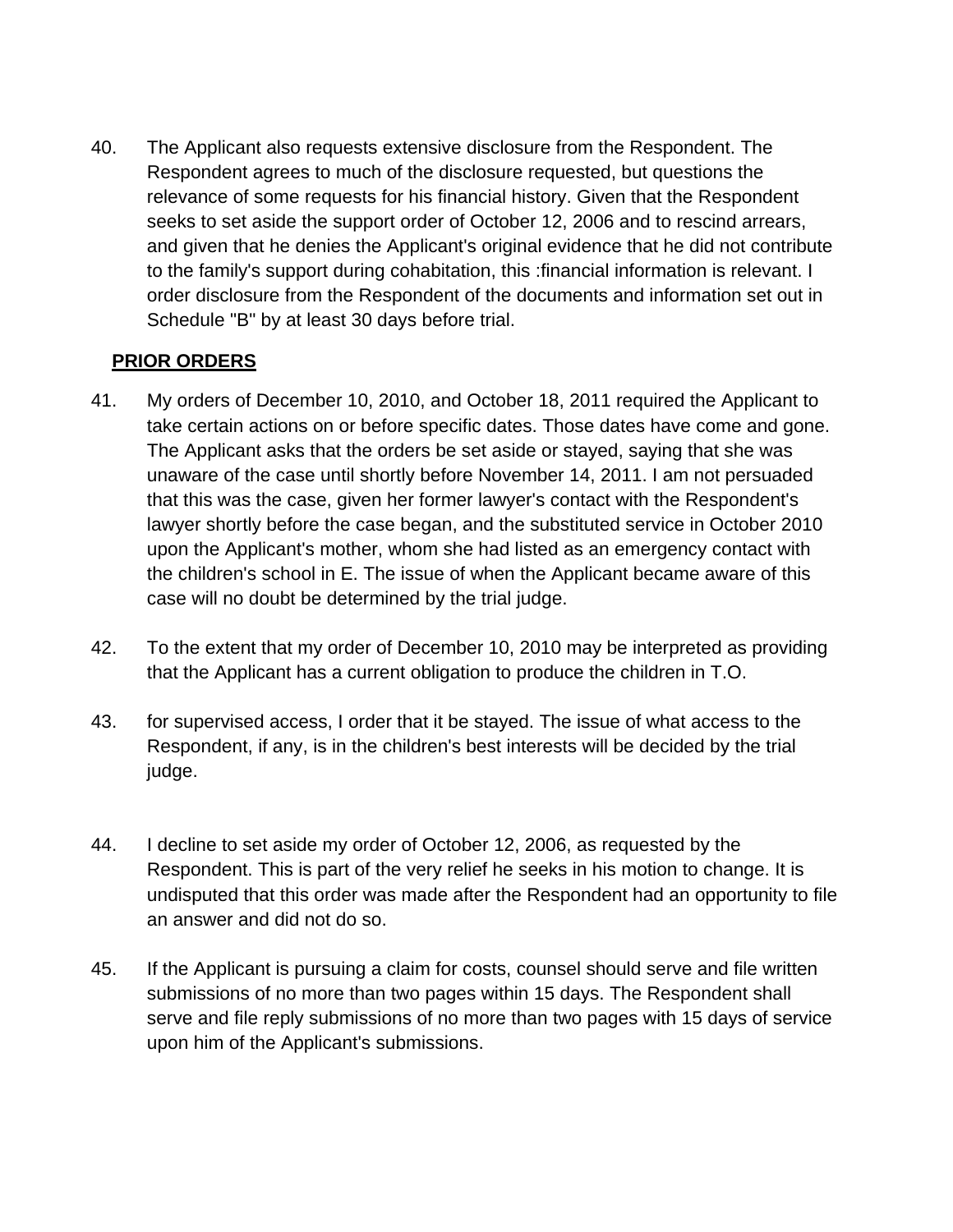40. The Applicant also requests extensive disclosure from the Respondent. The Respondent agrees to much of the disclosure requested, but questions the relevance of some requests for his financial history. Given that the Respondent seeks to set aside the support order of October 12, 2006 and to rescind arrears, and given that he denies the Applicant's original evidence that he did not contribute to the family's support during cohabitation, this :financial information is relevant. I order disclosure from the Respondent of the documents and information set out in Schedule "B" by at least 30 days before trial.

**PRIOR ORDERS**

41. My orders of December 10, 2010, and October 18, 2011 required the Applicant to take certain actions on or before specific dates. Those dates have come and gone. The Applicant asks that the orders be set aside or stayed, saying that she was unaware of the case until shortly before November 14, 2011. I am not persuaded that this was the case, given her former lawyer's contact with the Respondent's lawyer shortly before the case began, and the substituted service in October 2010 upon the Applicant's mother, whom she had listed as an emergency contact with the children's school in E. The issue of when the Applicant became aware of this case will no doubt be determined by the trial judge.

42. To the extent that my order of December 10, 2010 may be interpreted as providing that the Applicant has a current obligation to produce the children in T.O.

43. for supervised access, I order that it be stayed. The issue of what access to the Respondent, if any, is in the children's best interests will be decided by the trial judge.

44. I decline to set aside my order of October 12, 2006, as requested by the Respondent. This is part of the very relief he seeks in his motion to change. It is undisputed that this order was made after the Respondent had an opportunity to file an answer and did not do so.

45. If the Applicant is pursuing a claim for costs, counsel should serve and file written submissions of no more than two pages within 15 days. The Respondent shall serve and file reply submissions of no more than two pages with 15 days of service upon him of the Applicant's submissions.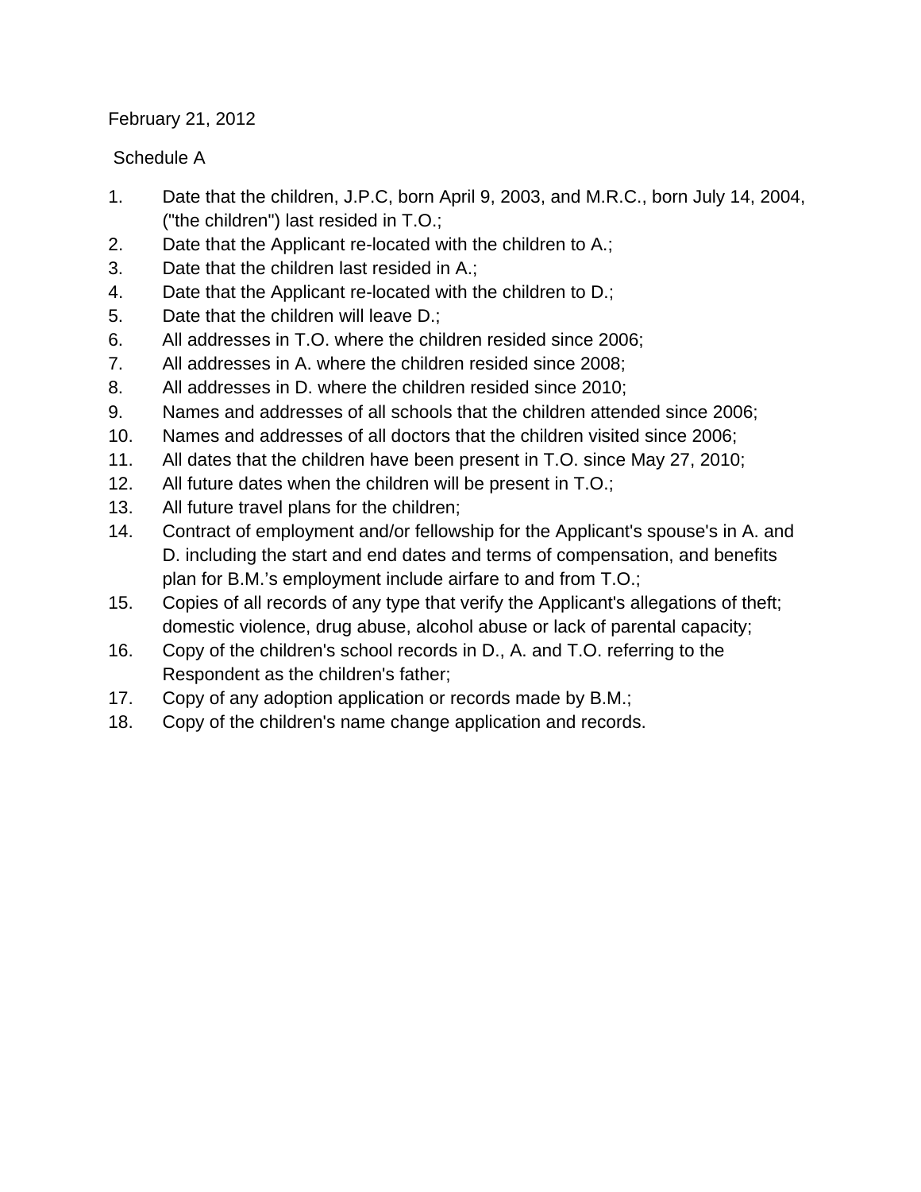February 21, 2012

Schedule A

1. Date that the children, J.P.C, born April 9, 2003, and M.R.C., born July 14, 2004, ("the children") last resided in T.O.;
2. Date that the Applicant re-located with the children to A.;
3. Date that the children last resided in A.;
4. Date that the Applicant re-located with the children to D.;
5. Date that the children will leave D.;
6. All addresses in T.O. where the children resided since 2006;
7. All addresses in A. where the children resided since 2008;
8. All addresses in D. where the children resided since 2010;
9. Names and addresses of all schools that the children attended since 2006;
10. Names and addresses of all doctors that the children visited since 2006;
11. All dates that the children have been present in T.O. since May 27, 2010;
12. All future dates when the children will be present in T.O.;
13. All future travel plans for the children;
14. Contract of employment and/or fellowship for the Applicant's spouse's in A. and D. including the start and end dates and terms of compensation, and benefits plan for B.M.'s employment include airfare to and from T.O.;
15. Copies of all records of any type that verify the Applicant's allegations of theft; domestic violence, drug abuse, alcohol abuse or lack of parental capacity;
16. Copy of the children's school records in D., A. and T.O. referring to the Respondent as the children's father;
17. Copy of any adoption application or records made by B.M.;
18. Copy of the children's name change application and records.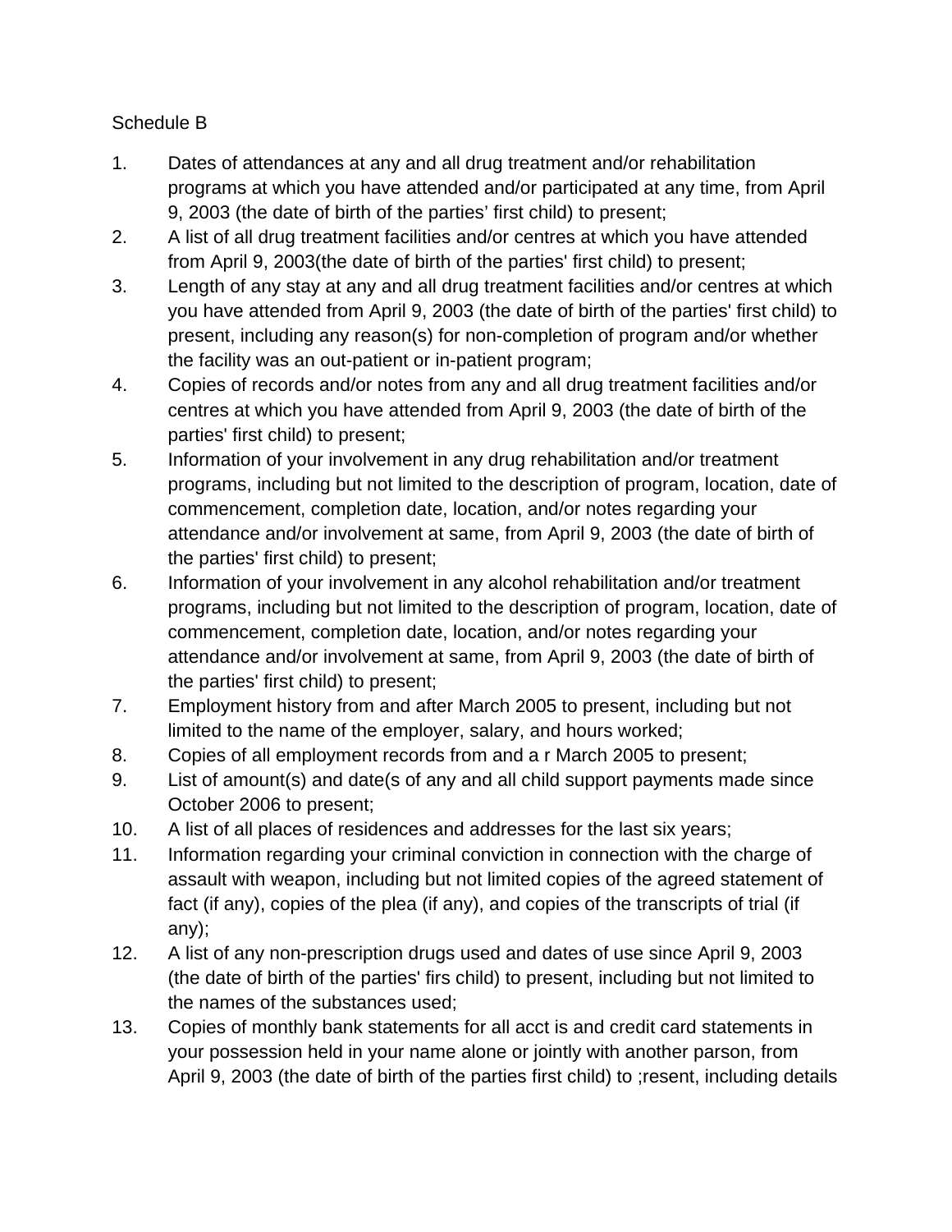Schedule B

1. Dates of attendances at any and all drug treatment and/or rehabilitation programs at which you have attended and/or participated at any time, from April 9, 2003 (the date of birth of the parties' first child) to present;
2. A list of all drug treatment facilities and/or centres at which you have attended from April 9, 2003(the date of birth of the parties' first child) to present;
3. Length of any stay at any and all drug treatment facilities and/or centres at which you have attended from April 9, 2003 (the date of birth of the parties' first child) to present, including any reason(s) for non-completion of program and/or whether the facility was an out-patient or in-patient program;
4. Copies of records and/or notes from any and all drug treatment facilities and/or centres at which you have attended from April 9, 2003 (the date of birth of the parties' first child) to present;
5. Information of your involvement in any drug rehabilitation and/or treatment programs, including but not limited to the description of program, location, date of commencement, completion date, location, and/or notes regarding your attendance and/or involvement at same, from April 9, 2003 (the date of birth of the parties' first child) to present;
6. Information of your involvement in any alcohol rehabilitation and/or treatment programs, including but not limited to the description of program, location, date of commencement, completion date, location, and/or notes regarding your attendance and/or involvement at same, from April 9, 2003 (the date of birth of the parties' first child) to present;
7. Employment history from and after March 2005 to present, including but not limited to the name of the employer, salary, and hours worked;
8. Copies of all employment records from and a r March 2005 to present;
9. List of amount(s) and date(s of any and all child support payments made since October 2006 to present;
10. A list of all places of residences and addresses for the last six years;
11. Information regarding your criminal conviction in connection with the charge of assault with weapon, including but not limited copies of the agreed statement of fact (if any), copies of the plea (if any), and copies of the transcripts of trial (if any);
12. A list of any non-prescription drugs used and dates of use since April 9, 2003 (the date of birth of the parties' firs child) to present, including but not limited to the names of the substances used;
13. Copies of monthly bank statements for all acct is and credit card statements in your possession held in your name alone or jointly with another parson, from April 9, 2003 (the date of birth of the parties first child) to ;resent, including details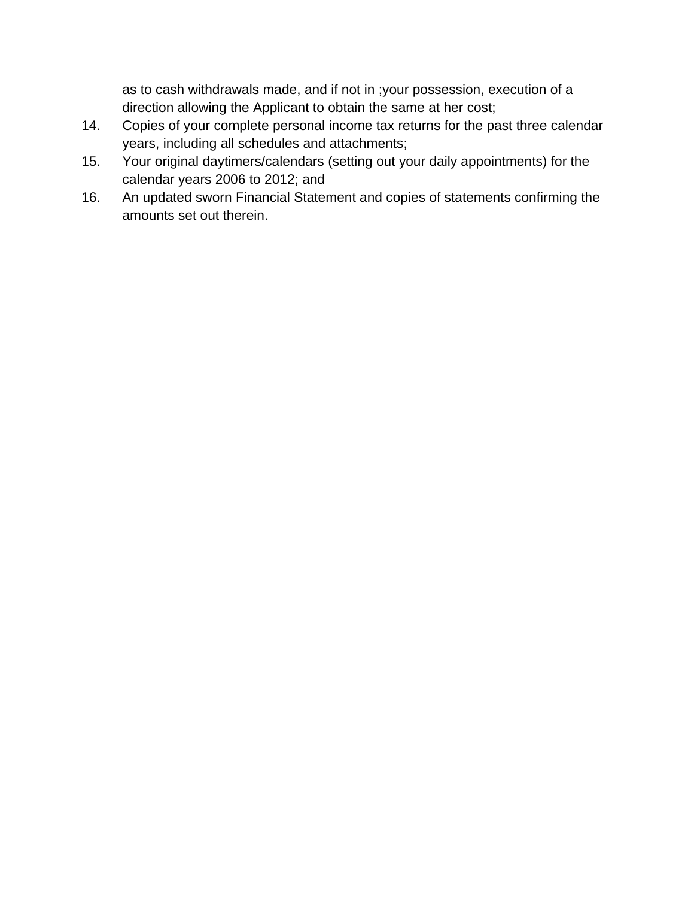as to cash withdrawals made, and if not in ;your possession, execution of a direction allowing the Applicant to obtain the same at her cost;

14. Copies of your complete personal income tax returns for the past three calendar years, including all schedules and attachments;
15. Your original daytimers/calendars (setting out your daily appointments) for the calendar years 2006 to 2012; and
16. An updated sworn Financial Statement and copies of statements confirming the amounts set out therein.